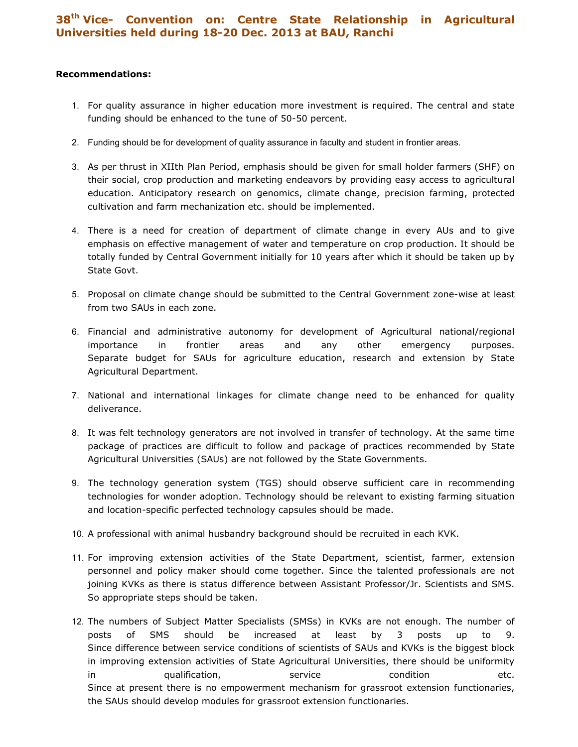# 38th Vice- Convention on: Centre State Relationship in Agricultural Universities held during 18-20 Dec. 2013 at BAU, Ranchi

**Recommendations:**

1. For quality assurance in higher education more investment is required. The central and state funding should be enhanced to the tune of 50-50 percent.

2. Funding should be for development of quality assurance in faculty and student in frontier areas.

3. As per thrust in XIIth Plan Period, emphasis should be given for small holder farmers (SHF) on their social, crop production and marketing endeavors by providing easy access to agricultural education. Anticipatory research on genomics, climate change, precision farming, protected cultivation and farm mechanization etc. should be implemented.

4. There is a need for creation of department of climate change in every AUs and to give emphasis on effective management of water and temperature on crop production. It should be totally funded by Central Government initially for 10 years after which it should be taken up by State Govt.

5. Proposal on climate change should be submitted to the Central Government zone-wise at least from two SAUs in each zone.

6. Financial and administrative autonomy for development of Agricultural national/regional importance in frontier areas and any other emergency purposes. Separate budget for SAUs for agriculture education, research and extension by State Agricultural Department.

7. National and international linkages for climate change need to be enhanced for quality deliverance.

8. It was felt technology generators are not involved in transfer of technology. At the same time package of practices are difficult to follow and package of practices recommended by State Agricultural Universities (SAUs) are not followed by the State Governments.

9. The technology generation system (TGS) should observe sufficient care in recommending technologies for wonder adoption. Technology should be relevant to existing farming situation and location-specific perfected technology capsules should be made.

10. A professional with animal husbandry background should be recruited in each KVK.

11. For improving extension activities of the State Department, scientist, farmer, extension personnel and policy maker should come together. Since the talented professionals are not joining KVKs as there is status difference between Assistant Professor/Jr. Scientists and SMS. So appropriate steps should be taken.

12. The numbers of Subject Matter Specialists (SMSs) in KVKs are not enough. The number of posts of SMS should be increased at least by 3 posts up to 9.
Since difference between service conditions of scientists of SAUs and KVKs is the biggest block in improving extension activities of State Agricultural Universities, there should be uniformity in qualification, service condition etc.
Since at present there is no empowerment mechanism for grassroot extension functionaries, the SAUs should develop modules for grassroot extension functionaries.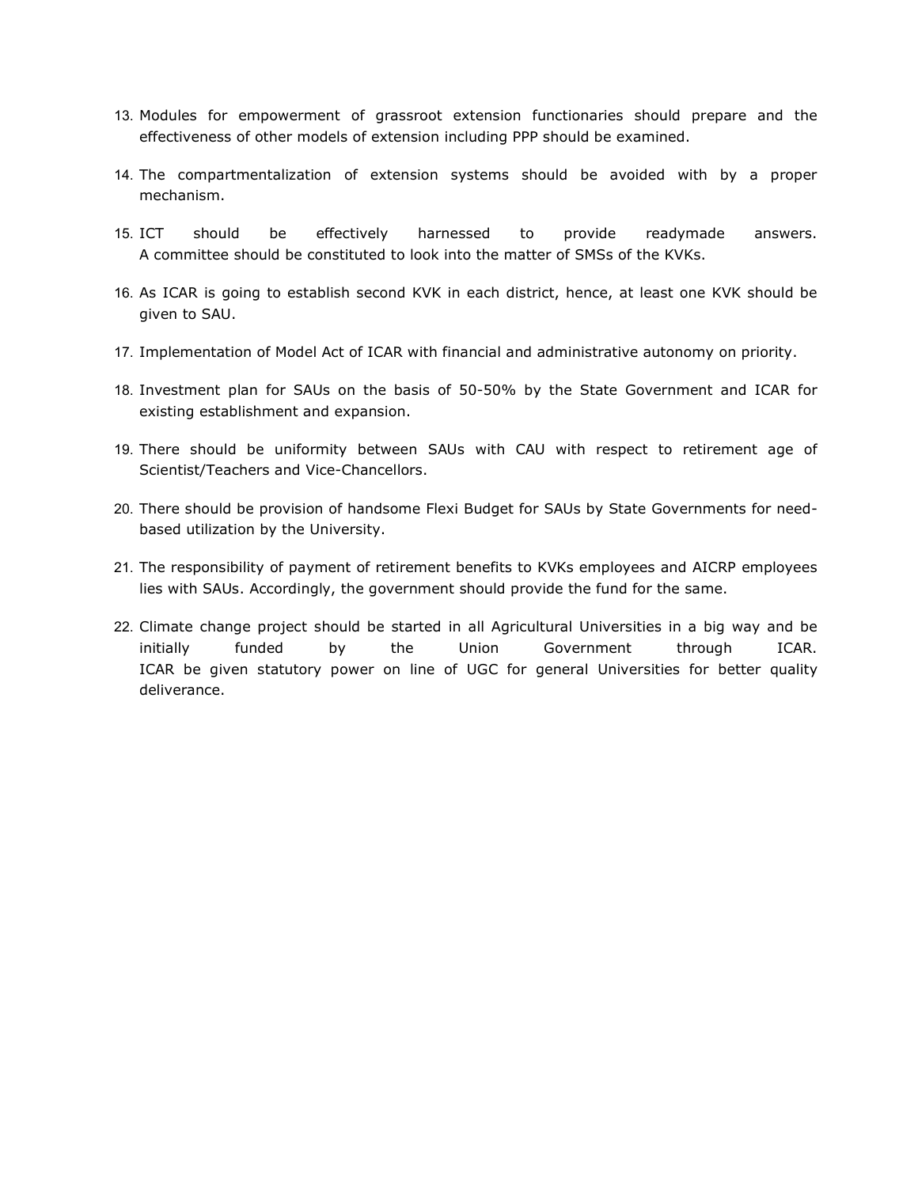13. Modules for empowerment of grassroot extension functionaries should prepare and the effectiveness of other models of extension including PPP should be examined.

14. The compartmentalization of extension systems should be avoided with by a proper mechanism.

15. ICT should be effectively harnessed to provide readymade answers. A committee should be constituted to look into the matter of SMSs of the KVKs.

16. As ICAR is going to establish second KVK in each district, hence, at least one KVK should be given to SAU.

17. Implementation of Model Act of ICAR with financial and administrative autonomy on priority.

18. Investment plan for SAUs on the basis of 50-50% by the State Government and ICAR for existing establishment and expansion.

19. There should be uniformity between SAUs with CAU with respect to retirement age of Scientist/Teachers and Vice-Chancellors.

20. There should be provision of handsome Flexi Budget for SAUs by State Governments for need-based utilization by the University.

21. The responsibility of payment of retirement benefits to KVKs employees and AICRP employees lies with SAUs. Accordingly, the government should provide the fund for the same.

22. Climate change project should be started in all Agricultural Universities in a big way and be initially funded by the Union Government through ICAR. ICAR be given statutory power on line of UGC for general Universities for better quality deliverance.